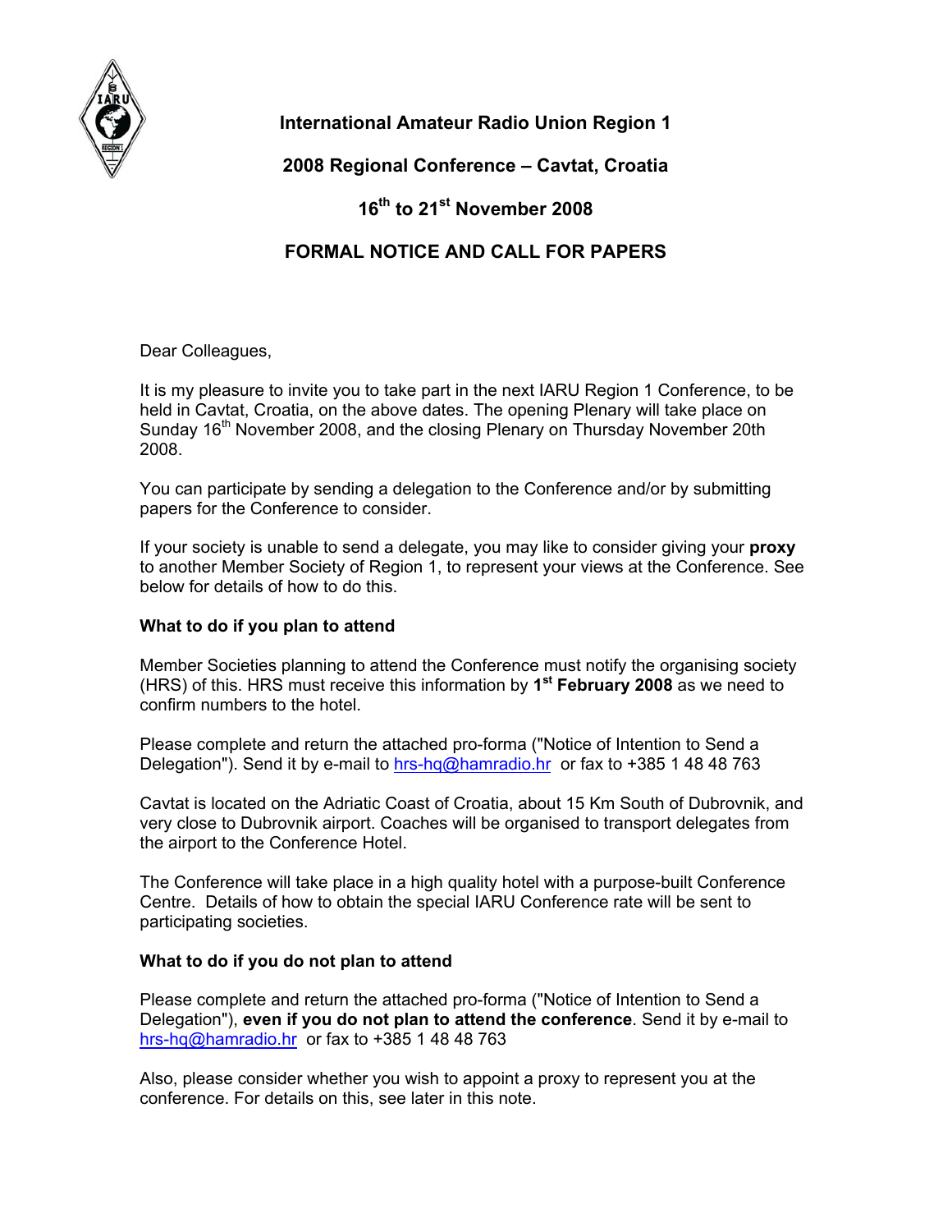# International Amateur Radio Union Region 1

## 2008 Regional Conference – Cavtat, Croatia

## 16th to 21st November 2008

## FORMAL NOTICE AND CALL FOR PAPERS

Dear Colleagues,

It is my pleasure to invite you to take part in the next IARU Region 1 Conference, to be held in Cavtat, Croatia, on the above dates. The opening Plenary will take place on Sunday 16th November 2008, and the closing Plenary on Thursday November 20th 2008.

You can participate by sending a delegation to the Conference and/or by submitting papers for the Conference to consider.

If your society is unable to send a delegate, you may like to consider giving your **proxy** to another Member Society of Region 1, to represent your views at the Conference. See below for details of how to do this.

**What to do if you plan to attend**

Member Societies planning to attend the Conference must notify the organising society (HRS) of this. HRS must receive this information by **1st February 2008** as we need to confirm numbers to the hotel.

Please complete and return the attached pro-forma ("Notice of Intention to Send a Delegation"). Send it by e-mail to hrs-hq@hamradio.hr or fax to +385 1 48 48 763

Cavtat is located on the Adriatic Coast of Croatia, about 15 Km South of Dubrovnik, and very close to Dubrovnik airport. Coaches will be organised to transport delegates from the airport to the Conference Hotel.

The Conference will take place in a high quality hotel with a purpose-built Conference Centre. Details of how to obtain the special IARU Conference rate will be sent to participating societies.

**What to do if you do not plan to attend**

Please complete and return the attached pro-forma ("Notice of Intention to Send a Delegation"), **even if you do not plan to attend the conference**. Send it by e-mail to hrs-hq@hamradio.hr or fax to +385 1 48 48 763

Also, please consider whether you wish to appoint a proxy to represent you at the conference. For details on this, see later in this note.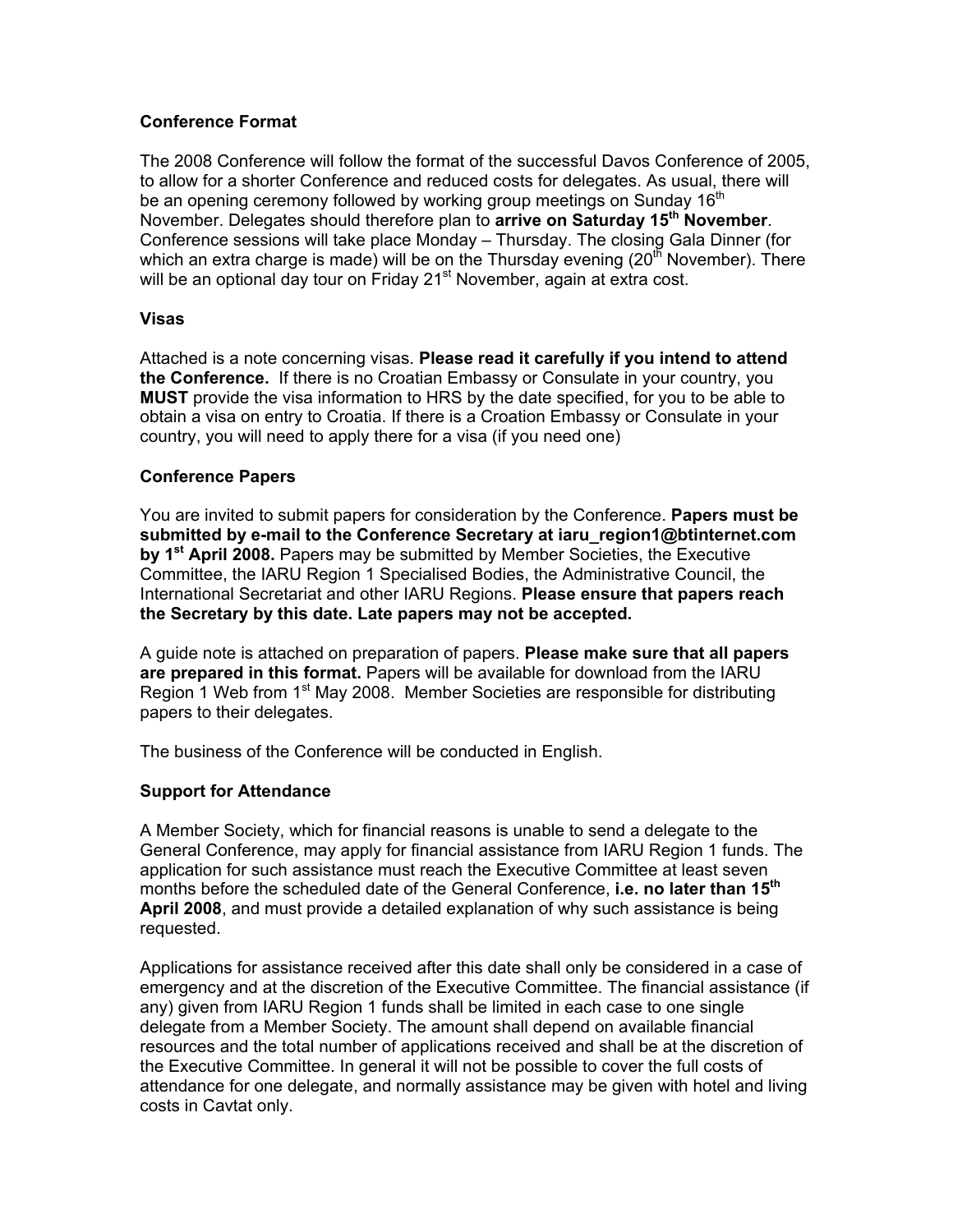### Conference Format

The 2008 Conference will follow the format of the successful Davos Conference of 2005, to allow for a shorter Conference and reduced costs for delegates. As usual, there will be an opening ceremony followed by working group meetings on Sunday 16th November. Delegates should therefore plan to **arrive on Saturday 15th November**. Conference sessions will take place Monday – Thursday. The closing Gala Dinner (for which an extra charge is made) will be on the Thursday evening (20th November). There will be an optional day tour on Friday 21st November, again at extra cost.

### Visas

Attached is a note concerning visas. **Please read it carefully if you intend to attend the Conference.** If there is no Croatian Embassy or Consulate in your country, you **MUST** provide the visa information to HRS by the date specified, for you to be able to obtain a visa on entry to Croatia. If there is a Croation Embassy or Consulate in your country, you will need to apply there for a visa (if you need one)

### Conference Papers

You are invited to submit papers for consideration by the Conference. **Papers must be submitted by e-mail to the Conference Secretary at iaru_region1@btinternet.com by 1st April 2008.** Papers may be submitted by Member Societies, the Executive Committee, the IARU Region 1 Specialised Bodies, the Administrative Council, the International Secretariat and other IARU Regions. **Please ensure that papers reach the Secretary by this date. Late papers may not be accepted.**

A guide note is attached on preparation of papers. **Please make sure that all papers are prepared in this format.** Papers will be available for download from the IARU Region 1 Web from 1st May 2008. Member Societies are responsible for distributing papers to their delegates.

The business of the Conference will be conducted in English.

### Support for Attendance

A Member Society, which for financial reasons is unable to send a delegate to the General Conference, may apply for financial assistance from IARU Region 1 funds. The application for such assistance must reach the Executive Committee at least seven months before the scheduled date of the General Conference, **i.e. no later than 15th April 2008**, and must provide a detailed explanation of why such assistance is being requested.

Applications for assistance received after this date shall only be considered in a case of emergency and at the discretion of the Executive Committee. The financial assistance (if any) given from IARU Region 1 funds shall be limited in each case to one single delegate from a Member Society. The amount shall depend on available financial resources and the total number of applications received and shall be at the discretion of the Executive Committee. In general it will not be possible to cover the full costs of attendance for one delegate, and normally assistance may be given with hotel and living costs in Cavtat only.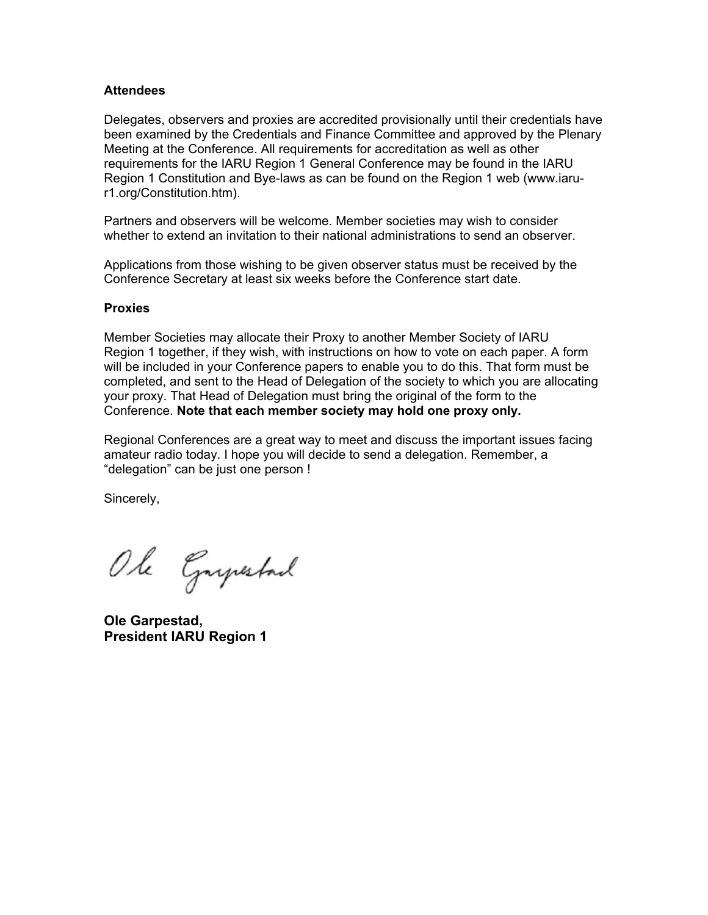**Attendees**

Delegates, observers and proxies are accredited provisionally until their credentials have been examined by the Credentials and Finance Committee and approved by the Plenary Meeting at the Conference. All requirements for accreditation as well as other requirements for the IARU Region 1 General Conference may be found in the IARU Region 1 Constitution and Bye-laws as can be found on the Region 1 web (www.iaru-r1.org/Constitution.htm).

Partners and observers will be welcome. Member societies may wish to consider whether to extend an invitation to their national administrations to send an observer.

Applications from those wishing to be given observer status must be received by the Conference Secretary at least six weeks before the Conference start date.

**Proxies**

Member Societies may allocate their Proxy to another Member Society of IARU Region 1 together, if they wish, with instructions on how to vote on each paper. A form will be included in your Conference papers to enable you to do this. That form must be completed, and sent to the Head of Delegation of the society to which you are allocating your proxy. That Head of Delegation must bring the original of the form to the Conference. **Note that each member society may hold one proxy only.**

Regional Conferences are a great way to meet and discuss the important issues facing amateur radio today. I hope you will decide to send a delegation. Remember, a "delegation" can be just one person !

Sincerely,

Ole Garpestad

**Ole Garpestad,**
**President IARU Region 1**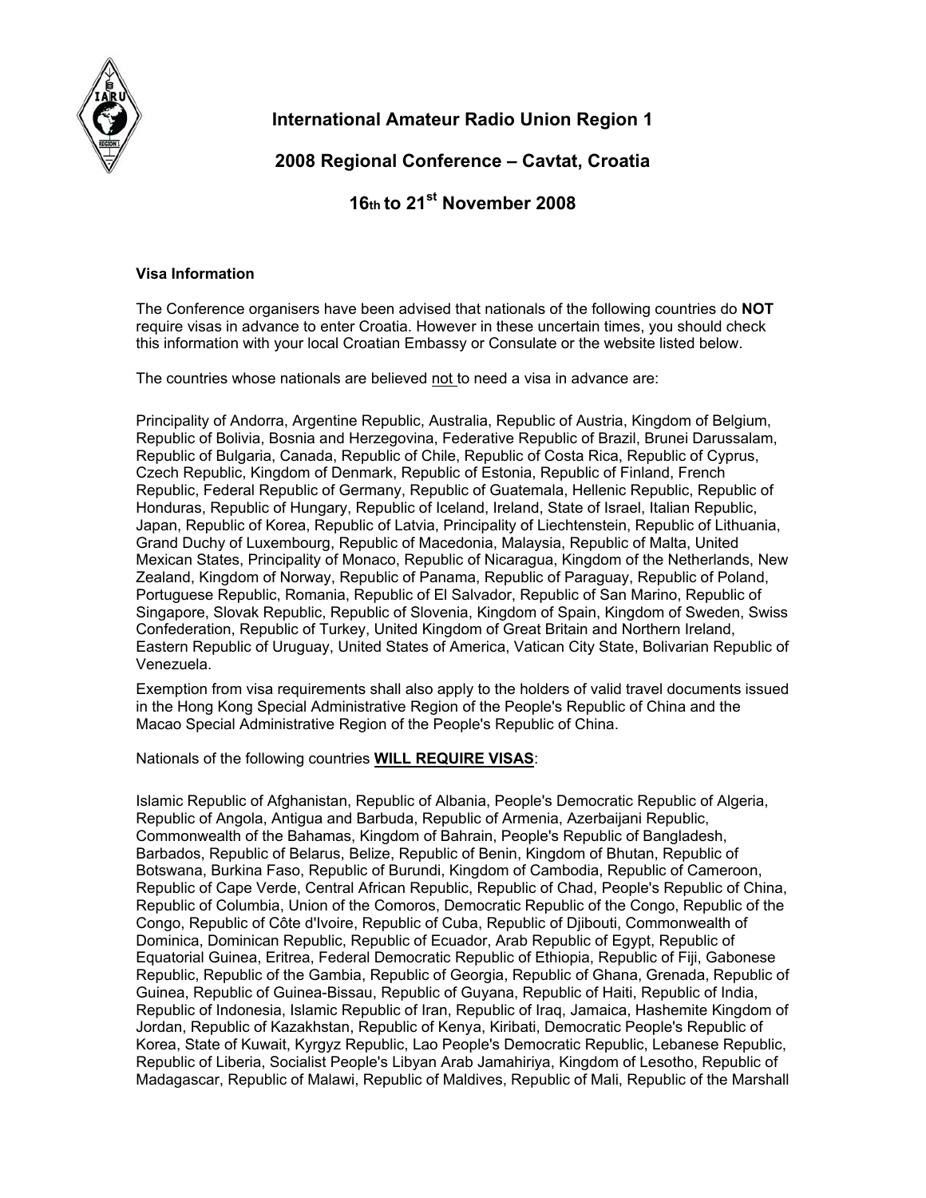# International Amateur Radio Union Region 1

## 2008 Regional Conference – Cavtat, Croatia

## 16th to 21st November 2008

**Visa Information**

The Conference organisers have been advised that nationals of the following countries do **NOT** require visas in advance to enter Croatia. However in these uncertain times, you should check this information with your local Croatian Embassy or Consulate or the website listed below.

The countries whose nationals are believed not to need a visa in advance are:

Principality of Andorra, Argentine Republic, Australia, Republic of Austria, Kingdom of Belgium, Republic of Bolivia, Bosnia and Herzegovina, Federative Republic of Brazil, Brunei Darussalam, Republic of Bulgaria, Canada, Republic of Chile, Republic of Costa Rica, Republic of Cyprus, Czech Republic, Kingdom of Denmark, Republic of Estonia, Republic of Finland, French Republic, Federal Republic of Germany, Republic of Guatemala, Hellenic Republic, Republic of Honduras, Republic of Hungary, Republic of Iceland, Ireland, State of Israel, Italian Republic, Japan, Republic of Korea, Republic of Latvia, Principality of Liechtenstein, Republic of Lithuania, Grand Duchy of Luxembourg, Republic of Macedonia, Malaysia, Republic of Malta, United Mexican States, Principality of Monaco, Republic of Nicaragua, Kingdom of the Netherlands, New Zealand, Kingdom of Norway, Republic of Panama, Republic of Paraguay, Republic of Poland, Portuguese Republic, Romania, Republic of El Salvador, Republic of San Marino, Republic of Singapore, Slovak Republic, Republic of Slovenia, Kingdom of Spain, Kingdom of Sweden, Swiss Confederation, Republic of Turkey, United Kingdom of Great Britain and Northern Ireland, Eastern Republic of Uruguay, United States of America, Vatican City State, Bolivarian Republic of Venezuela.

Exemption from visa requirements shall also apply to the holders of valid travel documents issued in the Hong Kong Special Administrative Region of the People's Republic of China and the Macao Special Administrative Region of the People's Republic of China.

Nationals of the following countries **WILL REQUIRE VISAS**:

Islamic Republic of Afghanistan, Republic of Albania, People's Democratic Republic of Algeria, Republic of Angola, Antigua and Barbuda, Republic of Armenia, Azerbaijani Republic, Commonwealth of the Bahamas, Kingdom of Bahrain, People's Republic of Bangladesh, Barbados, Republic of Belarus, Belize, Republic of Benin, Kingdom of Bhutan, Republic of Botswana, Burkina Faso, Republic of Burundi, Kingdom of Cambodia, Republic of Cameroon, Republic of Cape Verde, Central African Republic, Republic of Chad, People's Republic of China, Republic of Columbia, Union of the Comoros, Democratic Republic of the Congo, Republic of the Congo, Republic of Côte d'Ivoire, Republic of Cuba, Republic of Djibouti, Commonwealth of Dominica, Dominican Republic, Republic of Ecuador, Arab Republic of Egypt, Republic of Equatorial Guinea, Eritrea, Federal Democratic Republic of Ethiopia, Republic of Fiji, Gabonese Republic, Republic of the Gambia, Republic of Georgia, Republic of Ghana, Grenada, Republic of Guinea, Republic of Guinea-Bissau, Republic of Guyana, Republic of Haiti, Republic of India, Republic of Indonesia, Islamic Republic of Iran, Republic of Iraq, Jamaica, Hashemite Kingdom of Jordan, Republic of Kazakhstan, Republic of Kenya, Kiribati, Democratic People's Republic of Korea, State of Kuwait, Kyrgyz Republic, Lao People's Democratic Republic, Lebanese Republic, Republic of Liberia, Socialist People's Libyan Arab Jamahiriya, Kingdom of Lesotho, Republic of Madagascar, Republic of Malawi, Republic of Maldives, Republic of Mali, Republic of the Marshall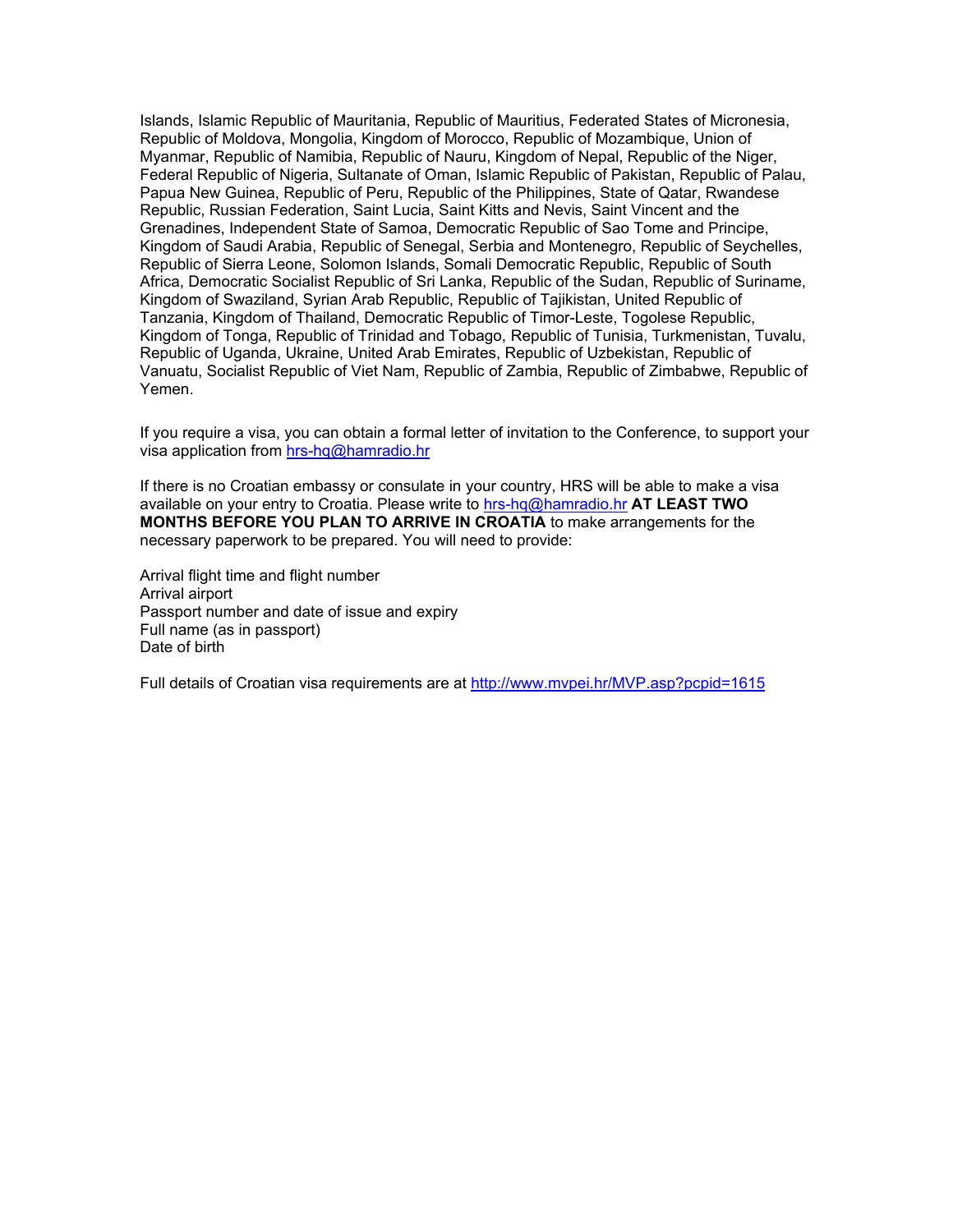Islands, Islamic Republic of Mauritania, Republic of Mauritius, Federated States of Micronesia, Republic of Moldova, Mongolia, Kingdom of Morocco, Republic of Mozambique, Union of Myanmar, Republic of Namibia, Republic of Nauru, Kingdom of Nepal, Republic of the Niger, Federal Republic of Nigeria, Sultanate of Oman, Islamic Republic of Pakistan, Republic of Palau, Papua New Guinea, Republic of Peru, Republic of the Philippines, State of Qatar, Rwandese Republic, Russian Federation, Saint Lucia, Saint Kitts and Nevis, Saint Vincent and the Grenadines, Independent State of Samoa, Democratic Republic of Sao Tome and Principe, Kingdom of Saudi Arabia, Republic of Senegal, Serbia and Montenegro, Republic of Seychelles, Republic of Sierra Leone, Solomon Islands, Somali Democratic Republic, Republic of South Africa, Democratic Socialist Republic of Sri Lanka, Republic of the Sudan, Republic of Suriname, Kingdom of Swaziland, Syrian Arab Republic, Republic of Tajikistan, United Republic of Tanzania, Kingdom of Thailand, Democratic Republic of Timor-Leste, Togolese Republic, Kingdom of Tonga, Republic of Trinidad and Tobago, Republic of Tunisia, Turkmenistan, Tuvalu, Republic of Uganda, Ukraine, United Arab Emirates, Republic of Uzbekistan, Republic of Vanuatu, Socialist Republic of Viet Nam, Republic of Zambia, Republic of Zimbabwe, Republic of Yemen.

If you require a visa, you can obtain a formal letter of invitation to the Conference, to support your visa application from hrs-hq@hamradio.hr

If there is no Croatian embassy or consulate in your country, HRS will be able to make a visa available on your entry to Croatia. Please write to hrs-hq@hamradio.hr **AT LEAST TWO MONTHS BEFORE YOU PLAN TO ARRIVE IN CROATIA** to make arrangements for the necessary paperwork to be prepared. You will need to provide:

Arrival flight time and flight number
Arrival airport
Passport number and date of issue and expiry
Full name (as in passport)
Date of birth

Full details of Croatian visa requirements are at http://www.mvpei.hr/MVP.asp?pcpid=1615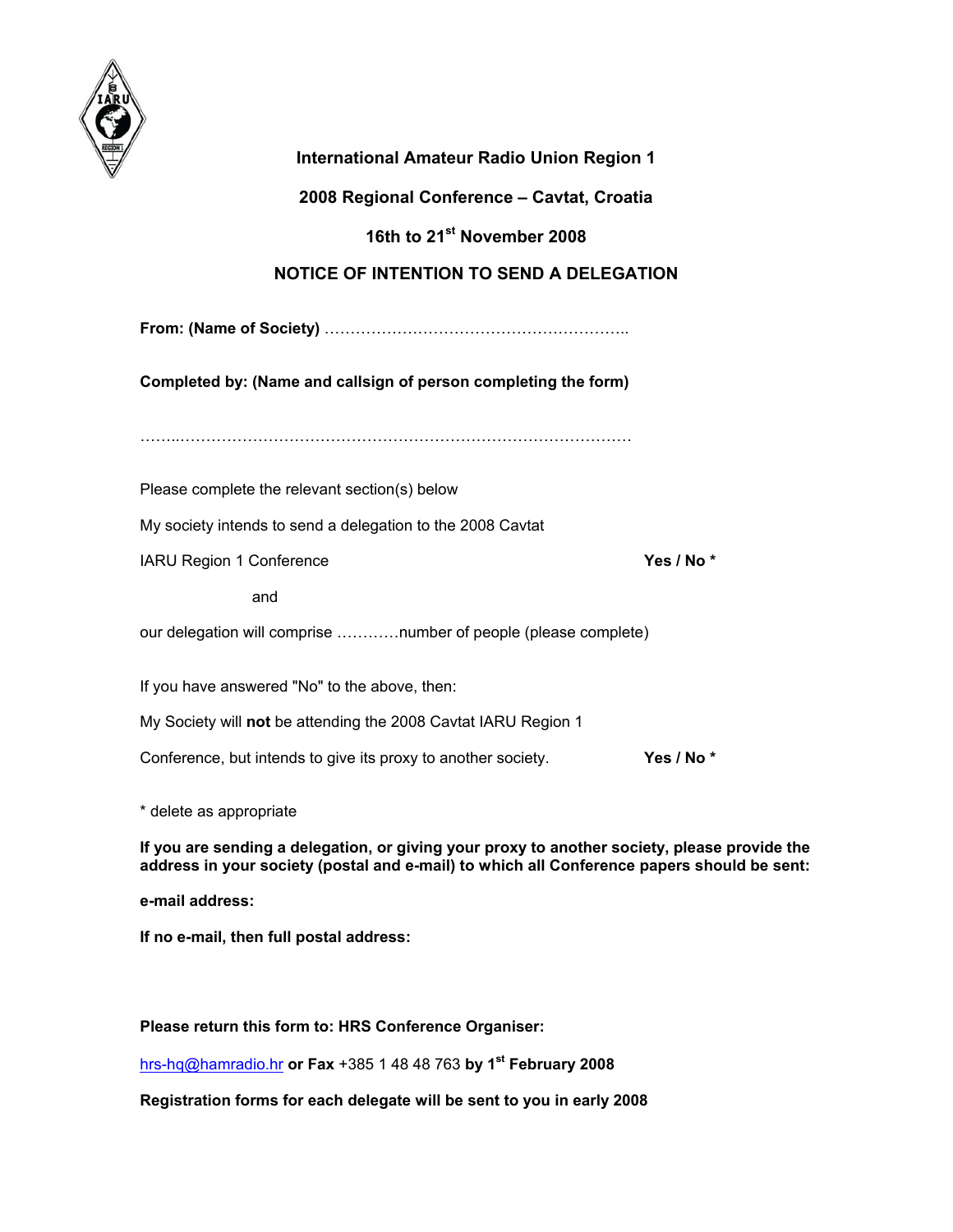**International Amateur Radio Union Region 1**

**2008 Regional Conference – Cavtat, Croatia**

**16th to 21st November 2008**

**NOTICE OF INTENTION TO SEND A DELEGATION**

**From: (Name of Society)** …………………………………………………..

**Completed by: (Name and callsign of person completing the form)**

……..………………………………………………………………………

Please complete the relevant section(s) below

My society intends to send a delegation to the 2008 Cavtat

IARU Region 1 Conference **Yes / No ***

and

our delegation will comprise …………number of people (please complete)

If you have answered "No" to the above, then:

My Society will **not** be attending the 2008 Cavtat IARU Region 1

Conference, but intends to give its proxy to another society. **Yes / No ***

* delete as appropriate

**If you are sending a delegation, or giving your proxy to another society, please provide the address in your society (postal and e-mail) to which all Conference papers should be sent:**

**e-mail address:**

**If no e-mail, then full postal address:**

**Please return this form to: HRS Conference Organiser:**

hrs-hq@hamradio.hr **or Fax** +385 1 48 48 763 **by 1st February 2008**

**Registration forms for each delegate will be sent to you in early 2008**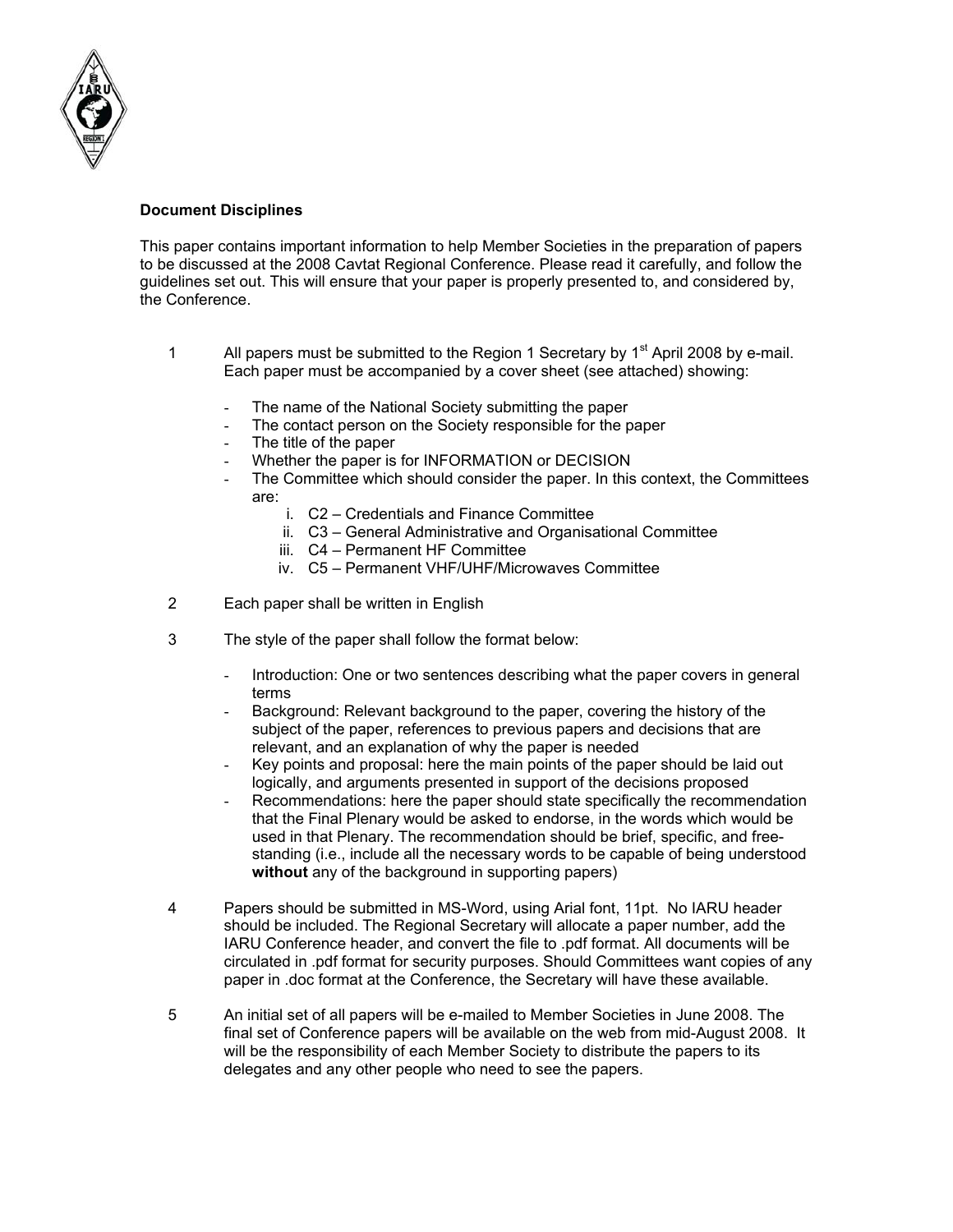**Document Disciplines**

This paper contains important information to help Member Societies in the preparation of papers to be discussed at the 2008 Cavtat Regional Conference. Please read it carefully, and follow the guidelines set out. This will ensure that your paper is properly presented to, and considered by, the Conference.

1. All papers must be submitted to the Region 1 Secretary by 1st April 2008 by e-mail. Each paper must be accompanied by a cover sheet (see attached) showing:
   - The name of the National Society submitting the paper
   - The contact person on the Society responsible for the paper
   - The title of the paper
   - Whether the paper is for INFORMATION or DECISION
   - The Committee which should consider the paper. In this context, the Committees are:
     1. C2 – Credentials and Finance Committee
     2. C3 – General Administrative and Organisational Committee
     3. C4 – Permanent HF Committee
     4. C5 – Permanent VHF/UHF/Microwaves Committee

2. Each paper shall be written in English

3. The style of the paper shall follow the format below:
   - Introduction: One or two sentences describing what the paper covers in general terms
   - Background: Relevant background to the paper, covering the history of the subject of the paper, references to previous papers and decisions that are relevant, and an explanation of why the paper is needed
   - Key points and proposal: here the main points of the paper should be laid out logically, and arguments presented in support of the decisions proposed
   - Recommendations: here the paper should state specifically the recommendation that the Final Plenary would be asked to endorse, in the words which would be used in that Plenary. The recommendation should be brief, specific, and free-standing (i.e., include all the necessary words to be capable of being understood **without** any of the background in supporting papers)

4. Papers should be submitted in MS-Word, using Arial font, 11pt. No IARU header should be included. The Regional Secretary will allocate a paper number, add the IARU Conference header, and convert the file to .pdf format. All documents will be circulated in .pdf format for security purposes. Should Committees want copies of any paper in .doc format at the Conference, the Secretary will have these available.

5. An initial set of all papers will be e-mailed to Member Societies in June 2008. The final set of Conference papers will be available on the web from mid-August 2008. It will be the responsibility of each Member Society to distribute the papers to its delegates and any other people who need to see the papers.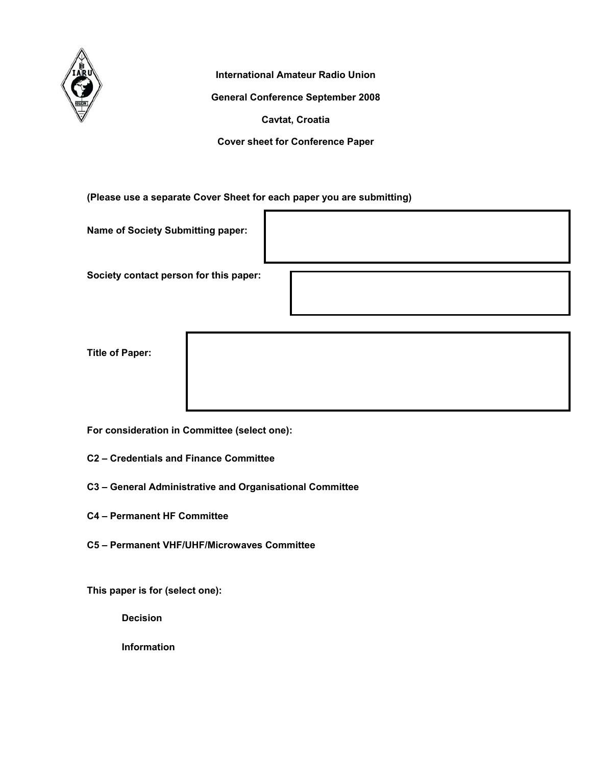**International Amateur Radio Union**

**General Conference September 2008**

**Cavtat, Croatia**

**Cover sheet for Conference Paper**

**(Please use a separate Cover Sheet for each paper you are submitting)**

**Name of Society Submitting paper:**

**Society contact person for this paper:**

**Title of Paper:**

**For consideration in Committee (select one):**

**C2 – Credentials and Finance Committee**

**C3 – General Administrative and Organisational Committee**

**C4 – Permanent HF Committee**

**C5 – Permanent VHF/UHF/Microwaves Committee**

**This paper is for (select one):**

**Decision**

**Information**